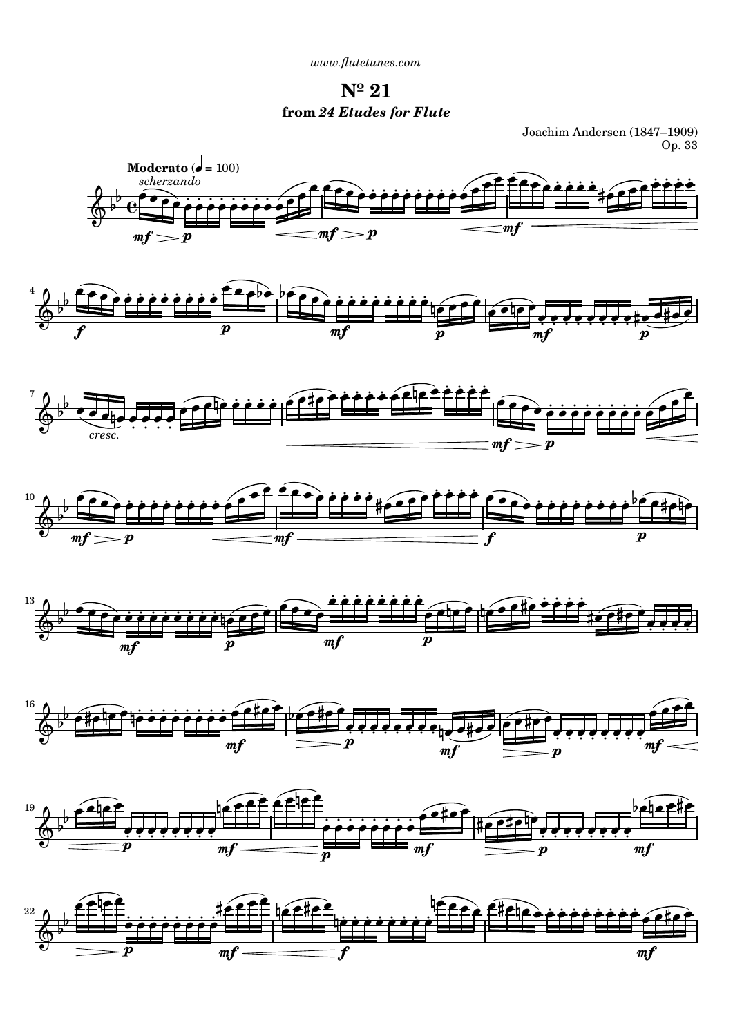www.flutetunes.com

# Nº 21

### from *24 Etudes for Flute*

Joachim Andersen (1847–1909)
Op. 33

**Moderato** (♩ = 100)
*scherzando*